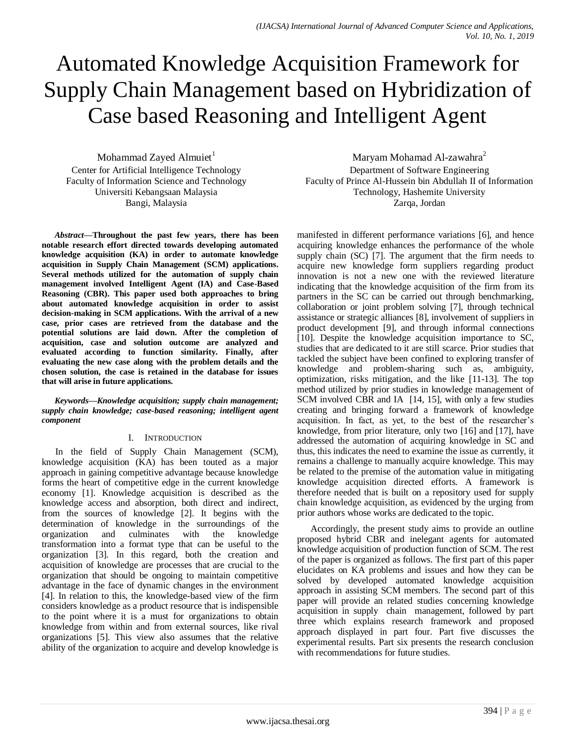# Automated Knowledge Acquisition Framework for Supply Chain Management based on Hybridization of Case based Reasoning and Intelligent Agent

Mohammad Zayed Almuiet[1]
Center for Artificial Intelligence Technology
Faculty of Information Science and Technology
Universiti Kebangsaan Malaysia
Bangi, Malaysia

Maryam Mohamad Al-zawahra[2]
Department of Software Engineering
Faculty of Prince Al-Hussein bin Abdullah II of Information Technology, Hashemite University
Zarqa, Jordan

***Abstract*—Throughout the past few years, there has been notable research effort directed towards developing automated knowledge acquisition (KA) in order to automate knowledge acquisition in Supply Chain Management (SCM) applications. Several methods utilized for the automation of supply chain management involved Intelligent Agent (IA) and Case-Based Reasoning (CBR). This paper used both approaches to bring about automated knowledge acquisition in order to assist decision-making in SCM applications. With the arrival of a new case, prior cases are retrieved from the database and the potential solutions are laid down. After the completion of acquisition, case and solution outcome are analyzed and evaluated according to function similarity. Finally, after evaluating the new case along with the problem details and the chosen solution, the case is retained in the database for issues that will arise in future applications.**

***Keywords*—*Knowledge acquisition; supply chain management; supply chain knowledge; case-based reasoning; intelligent agent component***

## I. Introduction

In the field of Supply Chain Management (SCM), knowledge acquisition (KA) has been touted as a major approach in gaining competitive advantage because knowledge forms the heart of competitive edge in the current knowledge economy [1]. Knowledge acquisition is described as the knowledge access and absorption, both direct and indirect, from the sources of knowledge [2]. It begins with the determination of knowledge in the surroundings of the organization and culminates with the knowledge transformation into a format type that can be useful to the organization [3]. In this regard, both the creation and acquisition of knowledge are processes that are crucial to the organization that should be ongoing to maintain competitive advantage in the face of dynamic changes in the environment [4]. In relation to this, the knowledge-based view of the firm considers knowledge as a product resource that is indispensible to the point where it is a must for organizations to obtain knowledge from within and from external sources, like rival organizations [5]. This view also assumes that the relative ability of the organization to acquire and develop knowledge is manifested in different performance variations [6], and hence acquiring knowledge enhances the performance of the whole supply chain (SC) [7]. The argument that the firm needs to acquire new knowledge form suppliers regarding product innovation is not a new one with the reviewed literature indicating that the knowledge acquisition of the firm from its partners in the SC can be carried out through benchmarking, collaboration or joint problem solving [7], through technical assistance or strategic alliances [8], involvement of suppliers in product development [9], and through informal connections [10]. Despite the knowledge acquisition importance to SC, studies that are dedicated to it are still scarce. Prior studies that tackled the subject have been confined to exploring transfer of knowledge and problem-sharing such as, ambiguity, optimization, risks mitigation, and the like [11-13]. The top method utilized by prior studies in knowledge management of SCM involved CBR and IA [14, 15], with only a few studies creating and bringing forward a framework of knowledge acquisition. In fact, as yet, to the best of the researcher's knowledge, from prior literature, only two [16] and [17], have addressed the automation of acquiring knowledge in SC and thus, this indicates the need to examine the issue as currently, it remains a challenge to manually acquire knowledge. This may be related to the premise of the automation value in mitigating knowledge acquisition directed efforts. A framework is therefore needed that is built on a repository used for supply chain knowledge acquisition, as evidenced by the urging from prior authors whose works are dedicated to the topic.

Accordingly, the present study aims to provide an outline proposed hybrid CBR and inelegant agents for automated knowledge acquisition of production function of SCM. The rest of the paper is organized as follows. The first part of this paper elucidates on KA problems and issues and how they can be solved by developed automated knowledge acquisition approach in assisting SCM members. The second part of this paper will provide an related studies concerning knowledge acquisition in supply chain management, followed by part three which explains research framework and proposed approach displayed in part four. Part five discusses the experimental results. Part six presents the research conclusion with recommendations for future studies.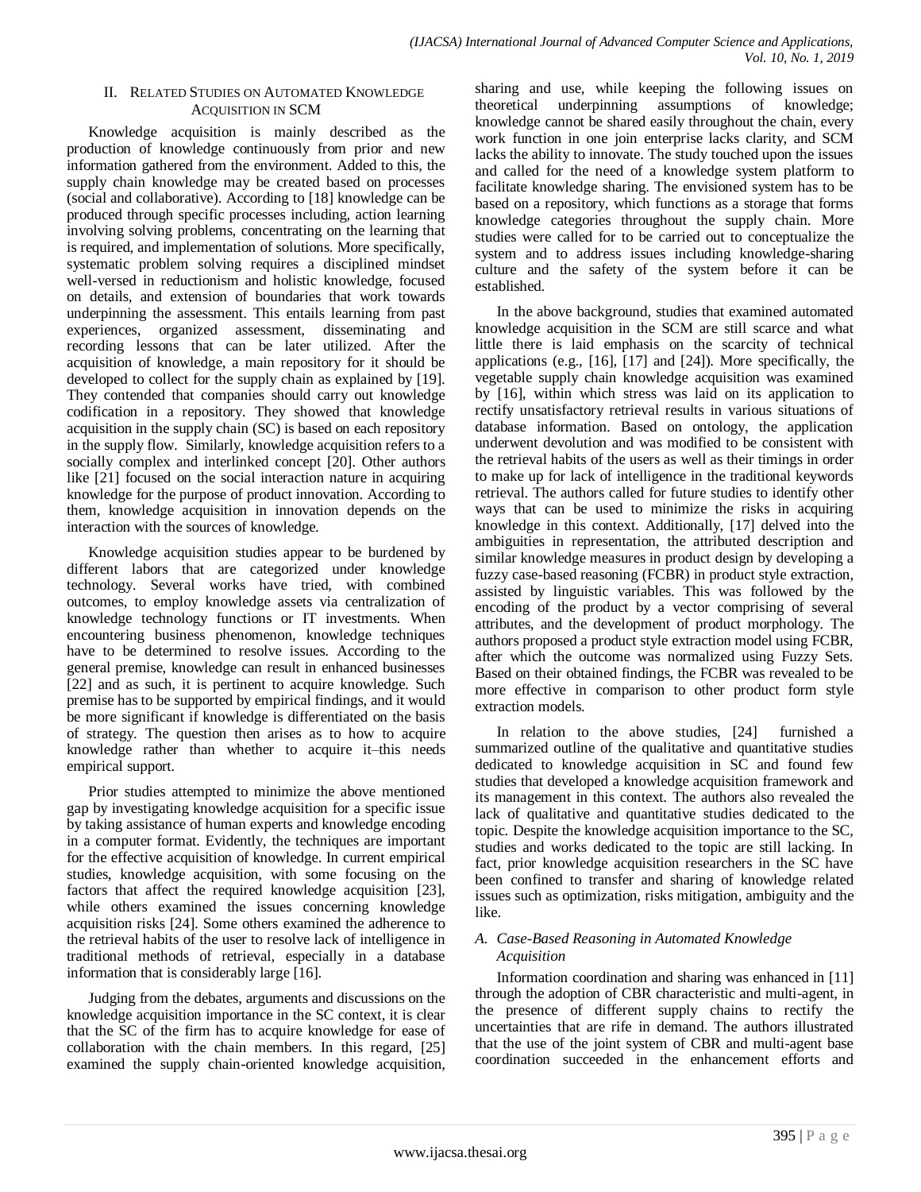## II. Related Studies on Automated Knowledge Acquisition in SCM

Knowledge acquisition is mainly described as the production of knowledge continuously from prior and new information gathered from the environment. Added to this, the supply chain knowledge may be created based on processes (social and collaborative). According to [18] knowledge can be produced through specific processes including, action learning involving solving problems, concentrating on the learning that is required, and implementation of solutions. More specifically, systematic problem solving requires a disciplined mindset well-versed in reductionism and holistic knowledge, focused on details, and extension of boundaries that work towards underpinning the assessment. This entails learning from past experiences, organized assessment, disseminating and recording lessons that can be later utilized. After the acquisition of knowledge, a main repository for it should be developed to collect for the supply chain as explained by [19]. They contended that companies should carry out knowledge codification in a repository. They showed that knowledge acquisition in the supply chain (SC) is based on each repository in the supply flow. Similarly, knowledge acquisition refers to a socially complex and interlinked concept [20]. Other authors like [21] focused on the social interaction nature in acquiring knowledge for the purpose of product innovation. According to them, knowledge acquisition in innovation depends on the interaction with the sources of knowledge.

Knowledge acquisition studies appear to be burdened by different labors that are categorized under knowledge technology. Several works have tried, with combined outcomes, to employ knowledge assets via centralization of knowledge technology functions or IT investments. When encountering business phenomenon, knowledge techniques have to be determined to resolve issues. According to the general premise, knowledge can result in enhanced businesses [22] and as such, it is pertinent to acquire knowledge. Such premise has to be supported by empirical findings, and it would be more significant if knowledge is differentiated on the basis of strategy. The question then arises as to how to acquire knowledge rather than whether to acquire it–this needs empirical support.

Prior studies attempted to minimize the above mentioned gap by investigating knowledge acquisition for a specific issue by taking assistance of human experts and knowledge encoding in a computer format. Evidently, the techniques are important for the effective acquisition of knowledge. In current empirical studies, knowledge acquisition, with some focusing on the factors that affect the required knowledge acquisition [23], while others examined the issues concerning knowledge acquisition risks [24]. Some others examined the adherence to the retrieval habits of the user to resolve lack of intelligence in traditional methods of retrieval, especially in a database information that is considerably large [16].

Judging from the debates, arguments and discussions on the knowledge acquisition importance in the SC context, it is clear that the SC of the firm has to acquire knowledge for ease of collaboration with the chain members. In this regard, [25] examined the supply chain-oriented knowledge acquisition, sharing and use, while keeping the following issues on theoretical underpinning assumptions of knowledge; knowledge cannot be shared easily throughout the chain, every work function in one join enterprise lacks clarity, and SCM lacks the ability to innovate. The study touched upon the issues and called for the need of a knowledge system platform to facilitate knowledge sharing. The envisioned system has to be based on a repository, which functions as a storage that forms knowledge categories throughout the supply chain. More studies were called for to be carried out to conceptualize the system and to address issues including knowledge-sharing culture and the safety of the system before it can be established.

In the above background, studies that examined automated knowledge acquisition in the SCM are still scarce and what little there is laid emphasis on the scarcity of technical applications (e.g., [16], [17] and [24]). More specifically, the vegetable supply chain knowledge acquisition was examined by [16], within which stress was laid on its application to rectify unsatisfactory retrieval results in various situations of database information. Based on ontology, the application underwent devolution and was modified to be consistent with the retrieval habits of the users as well as their timings in order to make up for lack of intelligence in the traditional keywords retrieval. The authors called for future studies to identify other ways that can be used to minimize the risks in acquiring knowledge in this context. Additionally, [17] delved into the ambiguities in representation, the attributed description and similar knowledge measures in product design by developing a fuzzy case-based reasoning (FCBR) in product style extraction, assisted by linguistic variables. This was followed by the encoding of the product by a vector comprising of several attributes, and the development of product morphology. The authors proposed a product style extraction model using FCBR, after which the outcome was normalized using Fuzzy Sets. Based on their obtained findings, the FCBR was revealed to be more effective in comparison to other product form style extraction models.

In relation to the above studies, [24] furnished a summarized outline of the qualitative and quantitative studies dedicated to knowledge acquisition in SC and found few studies that developed a knowledge acquisition framework and its management in this context. The authors also revealed the lack of qualitative and quantitative studies dedicated to the topic. Despite the knowledge acquisition importance to the SC, studies and works dedicated to the topic are still lacking. In fact, prior knowledge acquisition researchers in the SC have been confined to transfer and sharing of knowledge related issues such as optimization, risks mitigation, ambiguity and the like.

### *A. Case-Based Reasoning in Automated Knowledge Acquisition*

Information coordination and sharing was enhanced in [11] through the adoption of CBR characteristic and multi-agent, in the presence of different supply chains to rectify the uncertainties that are rife in demand. The authors illustrated that the use of the joint system of CBR and multi-agent base coordination succeeded in the enhancement efforts and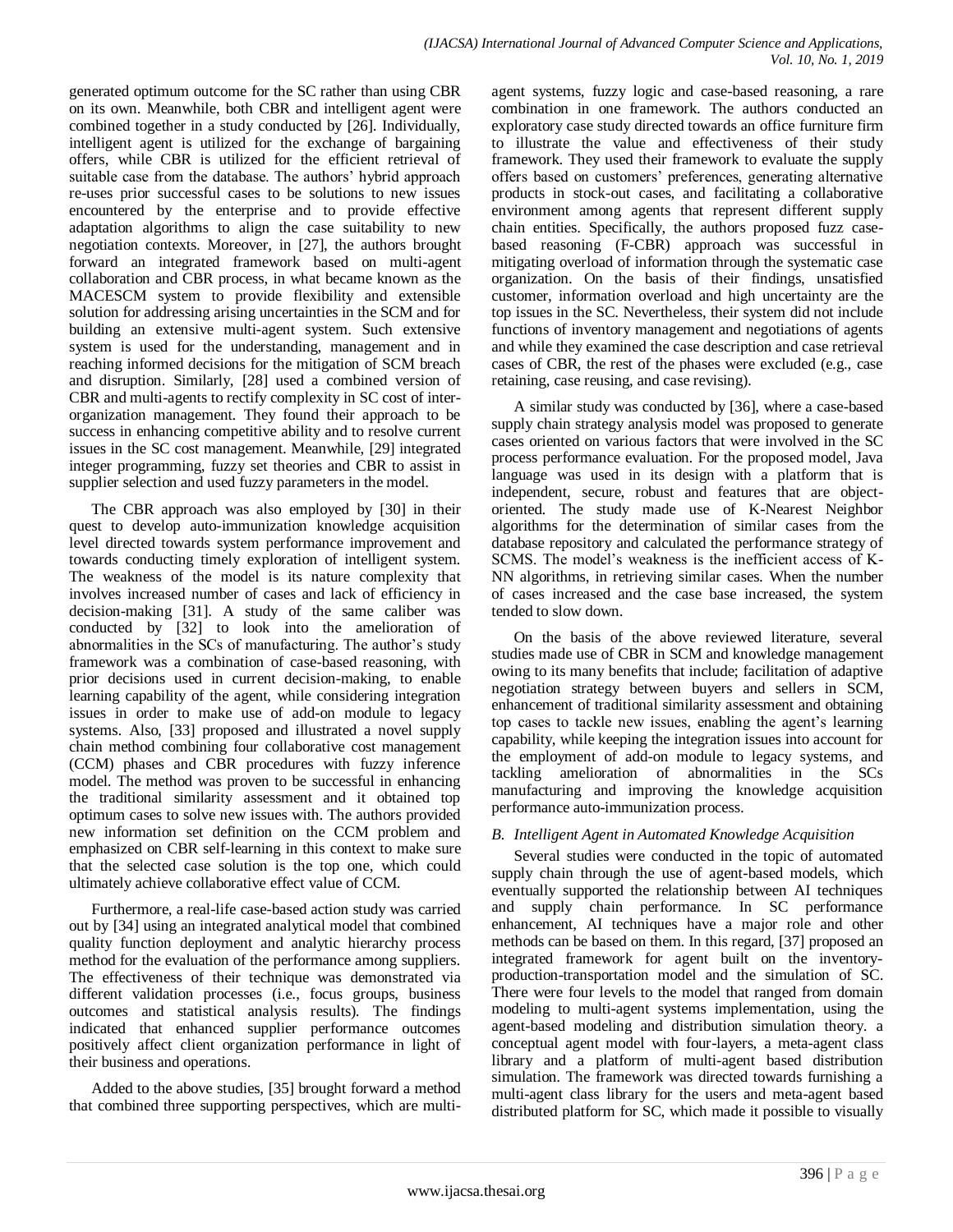generated optimum outcome for the SC rather than using CBR on its own. Meanwhile, both CBR and intelligent agent were combined together in a study conducted by [26]. Individually, intelligent agent is utilized for the exchange of bargaining offers, while CBR is utilized for the efficient retrieval of suitable case from the database. The authors' hybrid approach re-uses prior successful cases to be solutions to new issues encountered by the enterprise and to provide effective adaptation algorithms to align the case suitability to new negotiation contexts. Moreover, in [27], the authors brought forward an integrated framework based on multi-agent collaboration and CBR process, in what became known as the MACESCM system to provide flexibility and extensible solution for addressing arising uncertainties in the SCM and for building an extensive multi-agent system. Such extensive system is used for the understanding, management and in reaching informed decisions for the mitigation of SCM breach and disruption. Similarly, [28] used a combined version of CBR and multi-agents to rectify complexity in SC cost of inter-organization management. They found their approach to be success in enhancing competitive ability and to resolve current issues in the SC cost management. Meanwhile, [29] integrated integer programming, fuzzy set theories and CBR to assist in supplier selection and used fuzzy parameters in the model.

The CBR approach was also employed by [30] in their quest to develop auto-immunization knowledge acquisition level directed towards system performance improvement and towards conducting timely exploration of intelligent system. The weakness of the model is its nature complexity that involves increased number of cases and lack of efficiency in decision-making [31]. A study of the same caliber was conducted by [32] to look into the amelioration of abnormalities in the SCs of manufacturing. The author's study framework was a combination of case-based reasoning, with prior decisions used in current decision-making, to enable learning capability of the agent, while considering integration issues in order to make use of add-on module to legacy systems. Also, [33] proposed and illustrated a novel supply chain method combining four collaborative cost management (CCM) phases and CBR procedures with fuzzy inference model. The method was proven to be successful in enhancing the traditional similarity assessment and it obtained top optimum cases to solve new issues with. The authors provided new information set definition on the CCM problem and emphasized on CBR self-learning in this context to make sure that the selected case solution is the top one, which could ultimately achieve collaborative effect value of CCM.

Furthermore, a real-life case-based action study was carried out by [34] using an integrated analytical model that combined quality function deployment and analytic hierarchy process method for the evaluation of the performance among suppliers. The effectiveness of their technique was demonstrated via different validation processes (i.e., focus groups, business outcomes and statistical analysis results). The findings indicated that enhanced supplier performance outcomes positively affect client organization performance in light of their business and operations.

Added to the above studies, [35] brought forward a method that combined three supporting perspectives, which are multi-agent systems, fuzzy logic and case-based reasoning, a rare combination in one framework. The authors conducted an exploratory case study directed towards an office furniture firm to illustrate the value and effectiveness of their study framework. They used their framework to evaluate the supply offers based on customers' preferences, generating alternative products in stock-out cases, and facilitating a collaborative environment among agents that represent different supply chain entities. Specifically, the authors proposed fuzz case-based reasoning (F-CBR) approach was successful in mitigating overload of information through the systematic case organization. On the basis of their findings, unsatisfied customer, information overload and high uncertainty are the top issues in the SC. Nevertheless, their system did not include functions of inventory management and negotiations of agents and while they examined the case description and case retrieval cases of CBR, the rest of the phases were excluded (e.g., case retaining, case reusing, and case revising).

A similar study was conducted by [36], where a case-based supply chain strategy analysis model was proposed to generate cases oriented on various factors that were involved in the SC process performance evaluation. For the proposed model, Java language was used in its design with a platform that is independent, secure, robust and features that are object-oriented. The study made use of K-Nearest Neighbor algorithms for the determination of similar cases from the database repository and calculated the performance strategy of SCMS. The model's weakness is the inefficient access of K-NN algorithms, in retrieving similar cases. When the number of cases increased and the case base increased, the system tended to slow down.

On the basis of the above reviewed literature, several studies made use of CBR in SCM and knowledge management owing to its many benefits that include; facilitation of adaptive negotiation strategy between buyers and sellers in SCM, enhancement of traditional similarity assessment and obtaining top cases to tackle new issues, enabling the agent's learning capability, while keeping the integration issues into account for the employment of add-on module to legacy systems, and tackling amelioration of abnormalities in the SCs manufacturing and improving the knowledge acquisition performance auto-immunization process.

### *B. Intelligent Agent in Automated Knowledge Acquisition*

Several studies were conducted in the topic of automated supply chain through the use of agent-based models, which eventually supported the relationship between AI techniques and supply chain performance. In SC performance enhancement, AI techniques have a major role and other methods can be based on them. In this regard, [37] proposed an integrated framework for agent built on the inventory-production-transportation model and the simulation of SC. There were four levels to the model that ranged from domain modeling to multi-agent systems implementation, using the agent-based modeling and distribution simulation theory. a conceptual agent model with four-layers, a meta-agent class library and a platform of multi-agent based distribution simulation. The framework was directed towards furnishing a multi-agent class library for the users and meta-agent based distributed platform for SC, which made it possible to visually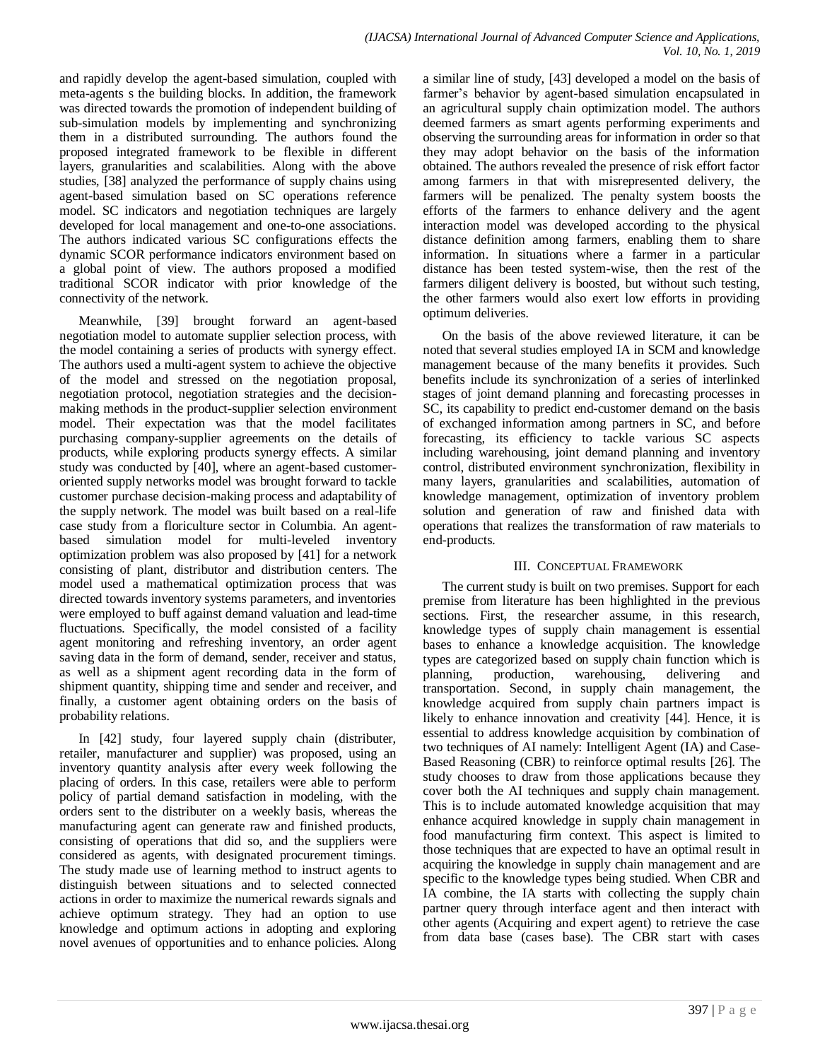and rapidly develop the agent-based simulation, coupled with meta-agents s the building blocks. In addition, the framework was directed towards the promotion of independent building of sub-simulation models by implementing and synchronizing them in a distributed surrounding. The authors found the proposed integrated framework to be flexible in different layers, granularities and scalabilities. Along with the above studies, [38] analyzed the performance of supply chains using agent-based simulation based on SC operations reference model. SC indicators and negotiation techniques are largely developed for local management and one-to-one associations. The authors indicated various SC configurations effects the dynamic SCOR performance indicators environment based on a global point of view. The authors proposed a modified traditional SCOR indicator with prior knowledge of the connectivity of the network.

Meanwhile, [39] brought forward an agent-based negotiation model to automate supplier selection process, with the model containing a series of products with synergy effect. The authors used a multi-agent system to achieve the objective of the model and stressed on the negotiation proposal, negotiation protocol, negotiation strategies and the decision-making methods in the product-supplier selection environment model. Their expectation was that the model facilitates purchasing company-supplier agreements on the details of products, while exploring products synergy effects. A similar study was conducted by [40], where an agent-based customer-oriented supply networks model was brought forward to tackle customer purchase decision-making process and adaptability of the supply network. The model was built based on a real-life case study from a floriculture sector in Columbia. An agent-based simulation model for multi-leveled inventory optimization problem was also proposed by [41] for a network consisting of plant, distributor and distribution centers. The model used a mathematical optimization process that was directed towards inventory systems parameters, and inventories were employed to buff against demand valuation and lead-time fluctuations. Specifically, the model consisted of a facility agent monitoring and refreshing inventory, an order agent saving data in the form of demand, sender, receiver and status, as well as a shipment agent recording data in the form of shipment quantity, shipping time and sender and receiver, and finally, a customer agent obtaining orders on the basis of probability relations.

In [42] study, four layered supply chain (distributer, retailer, manufacturer and supplier) was proposed, using an inventory quantity analysis after every week following the placing of orders. In this case, retailers were able to perform policy of partial demand satisfaction in modeling, with the orders sent to the distributer on a weekly basis, whereas the manufacturing agent can generate raw and finished products, consisting of operations that did so, and the suppliers were considered as agents, with designated procurement timings. The study made use of learning method to instruct agents to distinguish between situations and to selected connected actions in order to maximize the numerical rewards signals and achieve optimum strategy. They had an option to use knowledge and optimum actions in adopting and exploring novel avenues of opportunities and to enhance policies. Along a similar line of study, [43] developed a model on the basis of farmer's behavior by agent-based simulation encapsulated in an agricultural supply chain optimization model. The authors deemed farmers as smart agents performing experiments and observing the surrounding areas for information in order so that they may adopt behavior on the basis of the information obtained. The authors revealed the presence of risk effort factor among farmers in that with misrepresented delivery, the farmers will be penalized. The penalty system boosts the efforts of the farmers to enhance delivery and the agent interaction model was developed according to the physical distance definition among farmers, enabling them to share information. In situations where a farmer in a particular distance has been tested system-wise, then the rest of the farmers diligent delivery is boosted, but without such testing, the other farmers would also exert low efforts in providing optimum deliveries.

On the basis of the above reviewed literature, it can be noted that several studies employed IA in SCM and knowledge management because of the many benefits it provides. Such benefits include its synchronization of a series of interlinked stages of joint demand planning and forecasting processes in SC, its capability to predict end-customer demand on the basis of exchanged information among partners in SC, and before forecasting, its efficiency to tackle various SC aspects including warehousing, joint demand planning and inventory control, distributed environment synchronization, flexibility in many layers, granularities and scalabilities, automation of knowledge management, optimization of inventory problem solution and generation of raw and finished data with operations that realizes the transformation of raw materials to end-products.

## III. Conceptual Framework

The current study is built on two premises. Support for each premise from literature has been highlighted in the previous sections. First, the researcher assume, in this research, knowledge types of supply chain management is essential bases to enhance a knowledge acquisition. The knowledge types are categorized based on supply chain function which is planning, production, warehousing, delivering and transportation. Second, in supply chain management, the knowledge acquired from supply chain partners impact is likely to enhance innovation and creativity [44]. Hence, it is essential to address knowledge acquisition by combination of two techniques of AI namely: Intelligent Agent (IA) and Case-Based Reasoning (CBR) to reinforce optimal results [26]. The study chooses to draw from those applications because they cover both the AI techniques and supply chain management. This is to include automated knowledge acquisition that may enhance acquired knowledge in supply chain management in food manufacturing firm context. This aspect is limited to those techniques that are expected to have an optimal result in acquiring the knowledge in supply chain management and are specific to the knowledge types being studied. When CBR and IA combine, the IA starts with collecting the supply chain partner query through interface agent and then interact with other agents (Acquiring and expert agent) to retrieve the case from data base (cases base). The CBR start with cases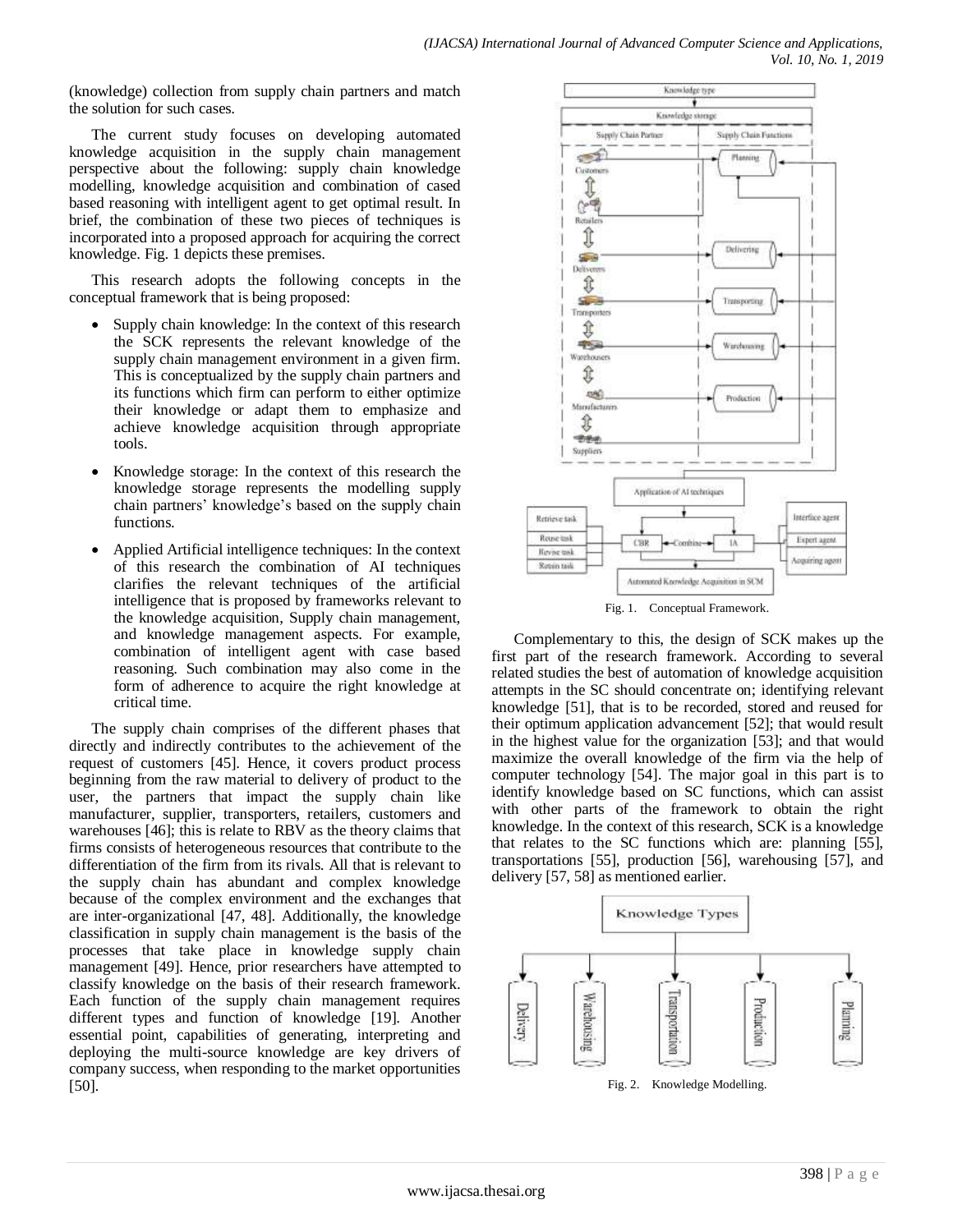(knowledge) collection from supply chain partners and match the solution for such cases.

The current study focuses on developing automated knowledge acquisition in the supply chain management perspective about the following: supply chain knowledge modelling, knowledge acquisition and combination of cased based reasoning with intelligent agent to get optimal result. In brief, the combination of these two pieces of techniques is incorporated into a proposed approach for acquiring the correct knowledge. Fig. 1 depicts these premises.

This research adopts the following concepts in the conceptual framework that is being proposed:

- Supply chain knowledge: In the context of this research the SCK represents the relevant knowledge of the supply chain management environment in a given firm. This is conceptualized by the supply chain partners and its functions which firm can perform to either optimize their knowledge or adapt them to emphasize and achieve knowledge acquisition through appropriate tools.
- Knowledge storage: In the context of this research the knowledge storage represents the modelling supply chain partners' knowledge's based on the supply chain functions.
- Applied Artificial intelligence techniques: In the context of this research the combination of AI techniques clarifies the relevant techniques of the artificial intelligence that is proposed by frameworks relevant to the knowledge acquisition, Supply chain management, and knowledge management aspects. For example, combination of intelligent agent with case based reasoning. Such combination may also come in the form of adherence to acquire the right knowledge at critical time.

The supply chain comprises of the different phases that directly and indirectly contributes to the achievement of the request of customers [45]. Hence, it covers product process beginning from the raw material to delivery of product to the user, the partners that impact the supply chain like manufacturer, supplier, transporters, retailers, customers and warehouses [46]; this is relate to RBV as the theory claims that firms consists of heterogeneous resources that contribute to the differentiation of the firm from its rivals. All that is relevant to the supply chain has abundant and complex knowledge because of the complex environment and the exchanges that are inter-organizational [47, 48]. Additionally, the knowledge classification in supply chain management is the basis of the processes that take place in knowledge supply chain management [49]. Hence, prior researchers have attempted to classify knowledge on the basis of their research framework. Each function of the supply chain management requires different types and function of knowledge [19]. Another essential point, capabilities of generating, interpreting and deploying the multi-source knowledge are key drivers of company success, when responding to the market opportunities [50].

Fig. 1. Conceptual Framework.

Complementary to this, the design of SCK makes up the first part of the research framework. According to several related studies the best of automation of knowledge acquisition attempts in the SC should concentrate on; identifying relevant knowledge [51], that is to be recorded, stored and reused for their optimum application advancement [52]; that would result in the highest value for the organization [53]; and that would maximize the overall knowledge of the firm via the help of computer technology [54]. The major goal in this part is to identify knowledge based on SC functions, which can assist with other parts of the framework to obtain the right knowledge. In the context of this research, SCK is a knowledge that relates to the SC functions which are: planning [55], transportations [55], production [56], warehousing [57], and delivery [57, 58] as mentioned earlier.

Fig. 2. Knowledge Modelling.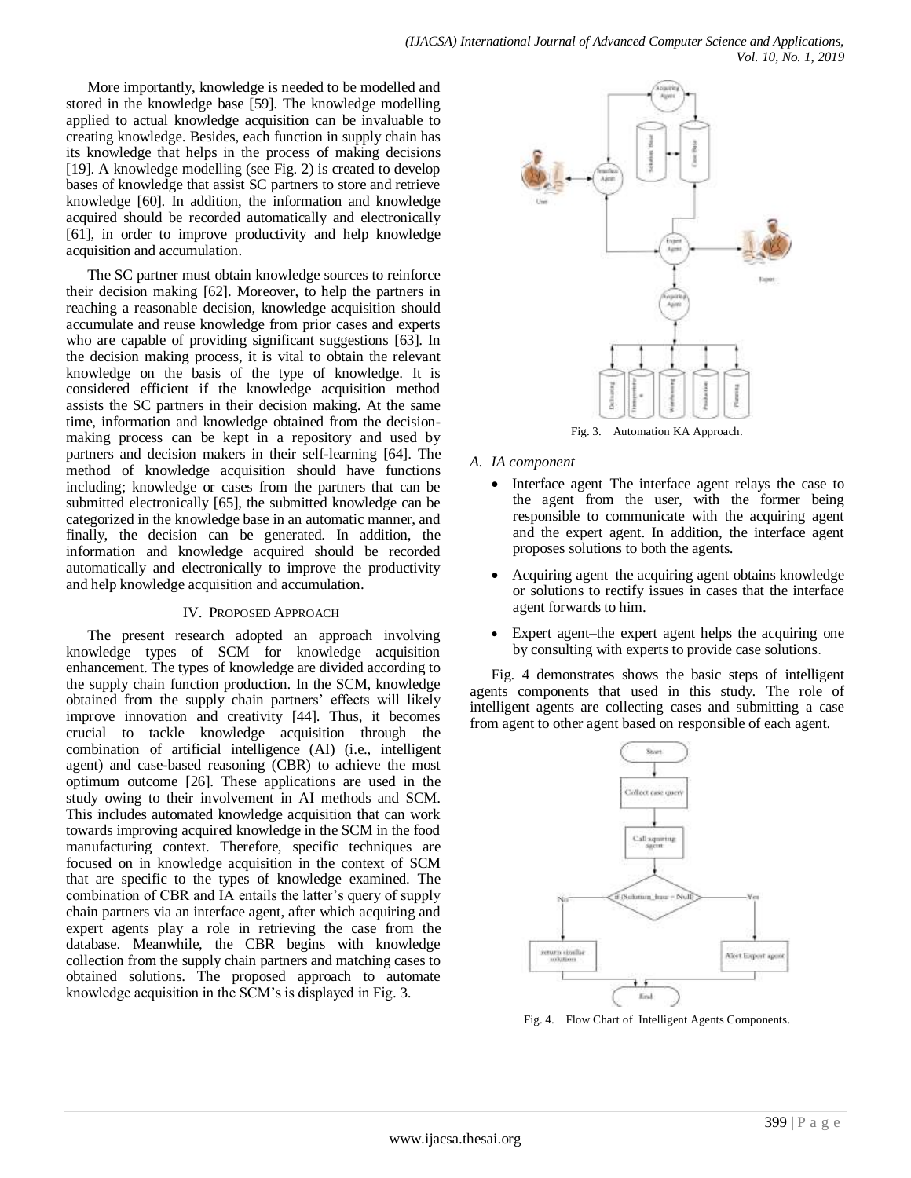More importantly, knowledge is needed to be modelled and stored in the knowledge base [59]. The knowledge modelling applied to actual knowledge acquisition can be invaluable to creating knowledge. Besides, each function in supply chain has its knowledge that helps in the process of making decisions [19]. A knowledge modelling (see Fig. 2) is created to develop bases of knowledge that assist SC partners to store and retrieve knowledge [60]. In addition, the information and knowledge acquired should be recorded automatically and electronically [61], in order to improve productivity and help knowledge acquisition and accumulation.

The SC partner must obtain knowledge sources to reinforce their decision making [62]. Moreover, to help the partners in reaching a reasonable decision, knowledge acquisition should accumulate and reuse knowledge from prior cases and experts who are capable of providing significant suggestions [63]. In the decision making process, it is vital to obtain the relevant knowledge on the basis of the type of knowledge. It is considered efficient if the knowledge acquisition method assists the SC partners in their decision making. At the same time, information and knowledge obtained from the decision-making process can be kept in a repository and used by partners and decision makers in their self-learning [64]. The method of knowledge acquisition should have functions including; knowledge or cases from the partners that can be submitted electronically [65], the submitted knowledge can be categorized in the knowledge base in an automatic manner, and finally, the decision can be generated. In addition, the information and knowledge acquired should be recorded automatically and electronically to improve the productivity and help knowledge acquisition and accumulation.

## IV. Proposed Approach

The present research adopted an approach involving knowledge types of SCM for knowledge acquisition enhancement. The types of knowledge are divided according to the supply chain function production. In the SCM, knowledge obtained from the supply chain partners' effects will likely improve innovation and creativity [44]. Thus, it becomes crucial to tackle knowledge acquisition through the combination of artificial intelligence (AI) (i.e., intelligent agent) and case-based reasoning (CBR) to achieve the most optimum outcome [26]. These applications are used in the study owing to their involvement in AI methods and SCM. This includes automated knowledge acquisition that can work towards improving acquired knowledge in the SCM in the food manufacturing context. Therefore, specific techniques are focused on in knowledge acquisition in the context of SCM that are specific to the types of knowledge examined. The combination of CBR and IA entails the latter's query of supply chain partners via an interface agent, after which acquiring and expert agents play a role in retrieving the case from the database. Meanwhile, the CBR begins with knowledge collection from the supply chain partners and matching cases to obtained solutions. The proposed approach to automate knowledge acquisition in the SCM's is displayed in Fig. 3.

Fig. 3. Automation KA Approach.

### A. IA component

- Interface agent–The interface agent relays the case to the agent from the user, with the former being responsible to communicate with the acquiring agent and the expert agent. In addition, the interface agent proposes solutions to both the agents.
- Acquiring agent–the acquiring agent obtains knowledge or solutions to rectify issues in cases that the interface agent forwards to him.
- Expert agent–the expert agent helps the acquiring one by consulting with experts to provide case solutions.

Fig. 4 demonstrates shows the basic steps of intelligent agents components that used in this study. The role of intelligent agents are collecting cases and submitting a case from agent to other agent based on responsible of each agent.

Fig. 4. Flow Chart of Intelligent Agents Components.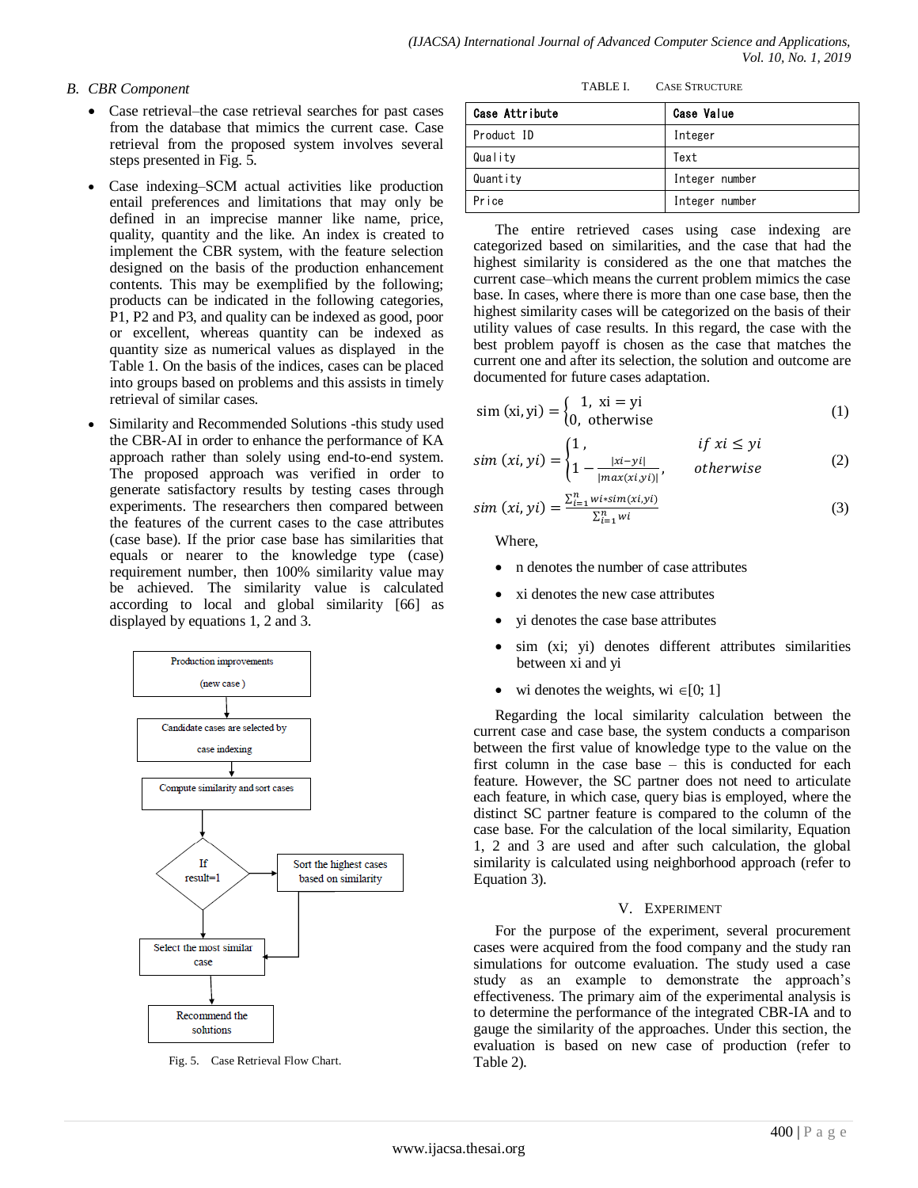### B. CBR Component

- Case retrieval–the case retrieval searches for past cases from the database that mimics the current case. Case retrieval from the proposed system involves several steps presented in Fig. 5.
- Case indexing–SCM actual activities like production entail preferences and limitations that may only be defined in an imprecise manner like name, price, quality, quantity and the like. An index is created to implement the CBR system, with the feature selection designed on the basis of the production enhancement contents. This may be exemplified by the following; products can be indicated in the following categories, P1, P2 and P3, and quality can be indexed as good, poor or excellent, whereas quantity can be indexed as quantity size as numerical values as displayed in the Table 1. On the basis of the indices, cases can be placed into groups based on problems and this assists in timely retrieval of similar cases.
- Similarity and Recommended Solutions -this study used the CBR-AI in order to enhance the performance of KA approach rather than solely using end-to-end system. The proposed approach was verified in order to generate satisfactory results by testing cases through experiments. The researchers then compared between the features of the current cases to the case attributes (case base). If the prior case base has similarities that equals or nearer to the knowledge type (case) requirement number, then 100% similarity value may be achieved. The similarity value is calculated according to local and global similarity [66] as displayed by equations 1, 2 and 3.

Production improvements (new case) → Candidate cases are selected by case indexing → Compute similarity and sort cases → If result=1 → Select the most similar case → Recommend the solutions; (otherwise) Sort the highest cases based on similarity → Select the most similar case

Fig. 5. Case Retrieval Flow Chart.

TABLE I. CASE STRUCTURE

| Case Attribute | Case Value |
|---|---|
| Product ID | Integer |
| Quality | Text |
| Quantity | Integer number |
| Price | Integer number |

The entire retrieved cases using case indexing are categorized based on similarities, and the case that had the highest similarity is considered as the one that matches the current case–which means the current problem mimics the case base. In cases, where there is more than one case base, then the highest similarity cases will be categorized on the basis of their utility values of case results. In this regard, the case with the best problem payoff is chosen as the case that matches the current one and after its selection, the solution and outcome are documented for future cases adaptation.

$$\text{sim}(xi, yi) = \begin{cases} 1, & xi = yi \\ 0, & \text{otherwise} \end{cases} \quad (1)$$

$$sim\ (xi, yi) = \begin{cases} 1\,, & if\ xi \leq yi \\ 1 - \frac{|xi-yi|}{|max(xi,yi)|}, & otherwise \end{cases} \quad (2)$$

$$sim\ (xi, yi) = \frac{\sum_{i=1}^{n} wi * sim(xi,yi)}{\sum_{i=1}^{n} wi} \quad (3)$$

Where,

- n denotes the number of case attributes
- xi denotes the new case attributes
- yi denotes the case base attributes
- sim (xi; yi) denotes different attributes similarities between xi and yi
- wi denotes the weights, wi $\in$[0; 1]

Regarding the local similarity calculation between the current case and case base, the system conducts a comparison between the first value of knowledge type to the value on the first column in the case base – this is conducted for each feature. However, the SC partner does not need to articulate each feature, in which case, query bias is employed, where the distinct SC partner feature is compared to the column of the case base. For the calculation of the local similarity, Equation 1, 2 and 3 are used and after such calculation, the global similarity is calculated using neighborhood approach (refer to Equation 3).

## V. EXPERIMENT

For the purpose of the experiment, several procurement cases were acquired from the food company and the study ran simulations for outcome evaluation. The study used a case study as an example to demonstrate the approach's effectiveness. The primary aim of the experimental analysis is to determine the performance of the integrated CBR-IA and to gauge the similarity of the approaches. Under this section, the evaluation is based on new case of production (refer to Table 2).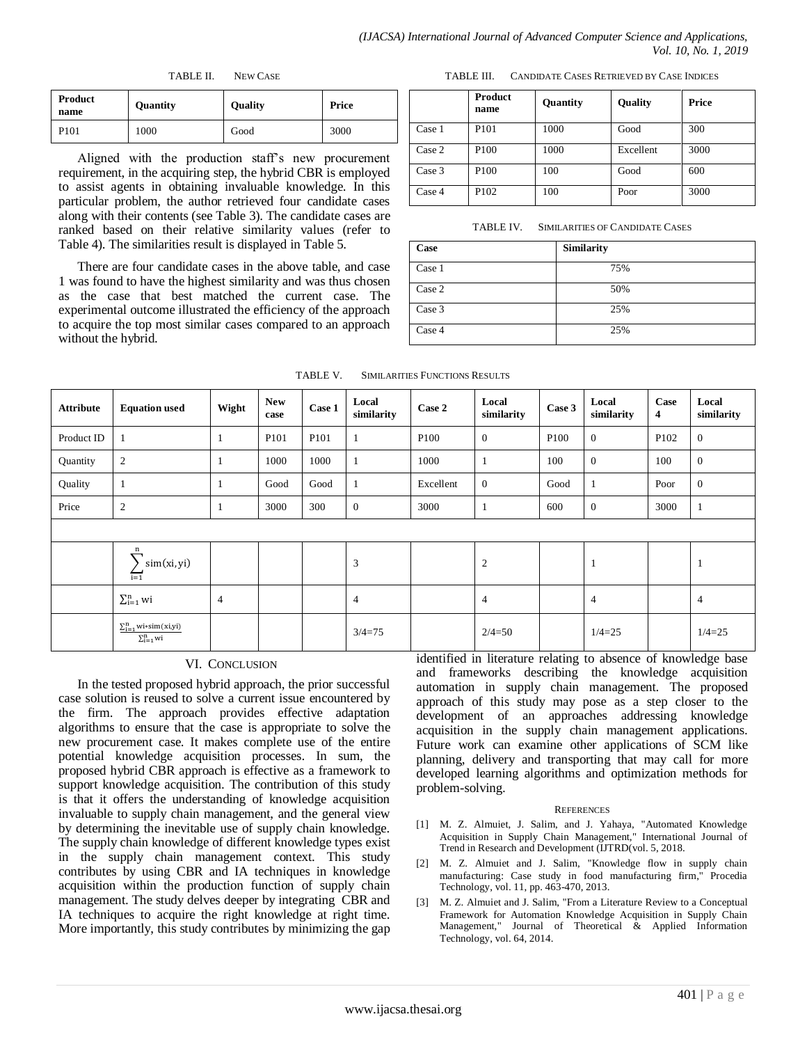TABLE II. NEW CASE

| Product name | Quantity | Quality | Price |
|---|---|---|---|
| P101 | 1000 | Good | 3000 |

Aligned with the production staff's new procurement requirement, in the acquiring step, the hybrid CBR is employed to assist agents in obtaining invaluable knowledge. In this particular problem, the author retrieved four candidate cases along with their contents (see Table 3). The candidate cases are ranked based on their relative similarity values (refer to Table 4). The similarities result is displayed in Table 5.

There are four candidate cases in the above table, and case 1 was found to have the highest similarity and was thus chosen as the case that best matched the current case. The experimental outcome illustrated the efficiency of the approach to acquire the top most similar cases compared to an approach without the hybrid.

TABLE III. CANDIDATE CASES RETRIEVED BY CASE INDICES

| | Product name | Quantity | Quality | Price |
|---|---|---|---|---|
| Case 1 | P101 | 1000 | Good | 300 |
| Case 2 | P100 | 1000 | Excellent | 3000 |
| Case 3 | P100 | 100 | Good | 600 |
| Case 4 | P102 | 100 | Poor | 3000 |

TABLE IV. SIMILARITIES OF CANDIDATE CASES

| Case | Similarity |
|---|---|
| Case 1 | 75% |
| Case 2 | 50% |
| Case 3 | 25% |
| Case 4 | 25% |

TABLE V. SIMILARITIES FUNCTIONS RESULTS

| Attribute | Equation used | Wight | New case | Case 1 | Local similarity | Case 2 | Local similarity | Case 3 | Local similarity | Case 4 | Local similarity |
|---|---|---|---|---|---|---|---|---|---|---|---|
| Product ID | 1 | 1 | P101 | P101 | 1 | P100 | 0 | P100 | 0 | P102 | 0 |
| Quantity | 2 | 1 | 1000 | 1000 | 1 | 1000 | 1 | 100 | 0 | 100 | 0 |
| Quality | 1 | 1 | Good | Good | 1 | Excellent | 0 | Good | 1 | Poor | 0 |
| Price | 2 | 1 | 3000 | 300 | 0 | 3000 | 1 | 600 | 0 | 3000 | 1 |
| | | | | | | | | | | | |
| | $\sum_{i=1}^{n} sim(xi, yi)$ | | | | 3 | | 2 | | 1 | | 1 |
| | $\sum_{i=1}^{n} wi$ | 4 | | | 4 | | 4 | | 4 | | 4 |
| | $\frac{\sum_{i=1}^{n} wi * sim(xi,yi)}{\sum_{i=1}^{n} wi}$ | | | | 3/4=75 | | 2/4=50 | | 1/4=25 | | 1/4=25 |

## VI. CONCLUSION

In the tested proposed hybrid approach, the prior successful case solution is reused to solve a current issue encountered by the firm. The approach provides effective adaptation algorithms to ensure that the case is appropriate to solve the new procurement case. It makes complete use of the entire potential knowledge acquisition processes. In sum, the proposed hybrid CBR approach is effective as a framework to support knowledge acquisition. The contribution of this study is that it offers the understanding of knowledge acquisition invaluable to supply chain management, and the general view by determining the inevitable use of supply chain knowledge. The supply chain knowledge of different knowledge types exist in the supply chain management context. This study contributes by using CBR and IA techniques in knowledge acquisition within the production function of supply chain management. The study delves deeper by integrating CBR and IA techniques to acquire the right knowledge at right time. More importantly, this study contributes by minimizing the gap identified in literature relating to absence of knowledge base and frameworks describing the knowledge acquisition automation in supply chain management. The proposed approach of this study may pose as a step closer to the development of an approaches addressing knowledge acquisition in the supply chain management applications. Future work can examine other applications of SCM like planning, delivery and transporting that may call for more developed learning algorithms and optimization methods for problem-solving.

## REFERENCES

[1] M. Z. Almuiet, J. Salim, and J. Yahaya, "Automated Knowledge Acquisition in Supply Chain Management," International Journal of Trend in Research and Development (IJTRD(vol. 5, 2018.

[2] M. Z. Almuiet and J. Salim, "Knowledge flow in supply chain manufacturing: Case study in food manufacturing firm," Procedia Technology, vol. 11, pp. 463-470, 2013.

[3] M. Z. Almuiet and J. Salim, "From a Literature Review to a Conceptual Framework for Automation Knowledge Acquisition in Supply Chain Management," Journal of Theoretical & Applied Information Technology, vol. 64, 2014.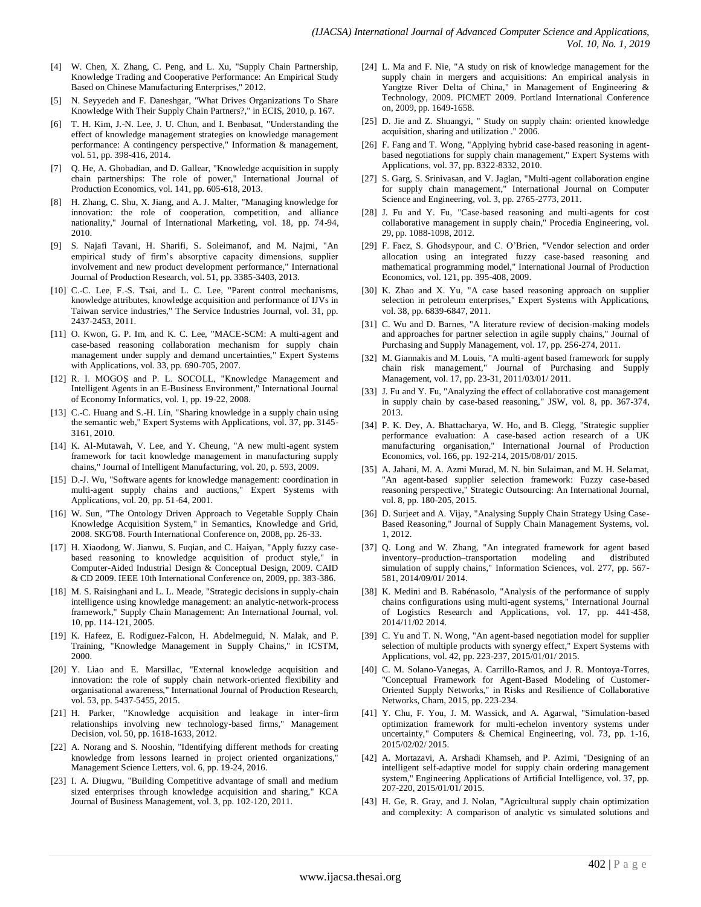[4] W. Chen, X. Zhang, C. Peng, and L. Xu, "Supply Chain Partnership, Knowledge Trading and Cooperative Performance: An Empirical Study Based on Chinese Manufacturing Enterprises," 2012.

[5] N. Seyyedeh and F. Daneshgar, "What Drives Organizations To Share Knowledge With Their Supply Chain Partners?," in ECIS, 2010, p. 167.

[6] T. H. Kim, J.-N. Lee, J. U. Chun, and I. Benbasat, "Understanding the effect of knowledge management strategies on knowledge management performance: A contingency perspective," Information & management, vol. 51, pp. 398-416, 2014.

[7] Q. He, A. Ghobadian, and D. Gallear, "Knowledge acquisition in supply chain partnerships: The role of power," International Journal of Production Economics, vol. 141, pp. 605-618, 2013.

[8] H. Zhang, C. Shu, X. Jiang, and A. J. Malter, "Managing knowledge for innovation: the role of cooperation, competition, and alliance nationality," Journal of International Marketing, vol. 18, pp. 74-94, 2010.

[9] S. Najafi Tavani, H. Sharifi, S. Soleimanof, and M. Najmi, "An empirical study of firm's absorptive capacity dimensions, supplier involvement and new product development performance," International Journal of Production Research, vol. 51, pp. 3385-3403, 2013.

[10] C.-C. Lee, F.-S. Tsai, and L. C. Lee, "Parent control mechanisms, knowledge attributes, knowledge acquisition and performance of IJVs in Taiwan service industries," The Service Industries Journal, vol. 31, pp. 2437-2453, 2011.

[11] O. Kwon, G. P. Im, and K. C. Lee, "MACE-SCM: A multi-agent and case-based reasoning collaboration mechanism for supply chain management under supply and demand uncertainties," Expert Systems with Applications, vol. 33, pp. 690-705, 2007.

[12] R. I. MOGOŞ and P. L. SOCOLL, "Knowledge Management and Intelligent Agents in an E-Business Environment," International Journal of Economy Informatics, vol. 1, pp. 19-22, 2008.

[13] C.-C. Huang and S.-H. Lin, "Sharing knowledge in a supply chain using the semantic web," Expert Systems with Applications, vol. 37, pp. 3145-3161, 2010.

[14] K. Al-Mutawah, V. Lee, and Y. Cheung, "A new multi-agent system framework for tacit knowledge management in manufacturing supply chains," Journal of Intelligent Manufacturing, vol. 20, p. 593, 2009.

[15] D.-J. Wu, "Software agents for knowledge management: coordination in multi-agent supply chains and auctions," Expert Systems with Applications, vol. 20, pp. 51-64, 2001.

[16] W. Sun, "The Ontology Driven Approach to Vegetable Supply Chain Knowledge Acquisition System," in Semantics, Knowledge and Grid, 2008. SKG'08. Fourth International Conference on, 2008, pp. 26-33.

[17] H. Xiaodong, W. Jianwu, S. Fuqian, and C. Haiyan, "Apply fuzzy case-based reasoning to knowledge acquisition of product style," in Computer-Aided Industrial Design & Conceptual Design, 2009. CAID & CD 2009. IEEE 10th International Conference on, 2009, pp. 383-386.

[18] M. S. Raisinghani and L. L. Meade, "Strategic decisions in supply-chain intelligence using knowledge management: an analytic-network-process framework," Supply Chain Management: An International Journal, vol. 10, pp. 114-121, 2005.

[19] K. Hafeez, E. Rodiguez-Falcon, H. Abdelmeguid, N. Malak, and P. Training, "Knowledge Management in Supply Chains," in ICSTM, 2000.

[20] Y. Liao and E. Marsillac, "External knowledge acquisition and innovation: the role of supply chain network-oriented flexibility and organisational awareness," International Journal of Production Research, vol. 53, pp. 5437-5455, 2015.

[21] H. Parker, "Knowledge acquisition and leakage in inter-firm relationships involving new technology-based firms," Management Decision, vol. 50, pp. 1618-1633, 2012.

[22] A. Norang and S. Nooshin, "Identifying different methods for creating knowledge from lessons learned in project oriented organizations," Management Science Letters, vol. 6, pp. 19-24, 2016.

[23] I. A. Diugwu, "Building Competitive advantage of small and medium sized enterprises through knowledge acquisition and sharing," KCA Journal of Business Management, vol. 3, pp. 102-120, 2011.

[24] L. Ma and F. Nie, "A study on risk of knowledge management for the supply chain in mergers and acquisitions: An empirical analysis in Yangtze River Delta of China," in Management of Engineering & Technology, 2009. PICMET 2009. Portland International Conference on, 2009, pp. 1649-1658.

[25] D. Jie and Z. Shuangyi, " Study on supply chain: oriented knowledge acquisition, sharing and utilization ." 2006.

[26] F. Fang and T. Wong, "Applying hybrid case-based reasoning in agent-based negotiations for supply chain management," Expert Systems with Applications, vol. 37, pp. 8322-8332, 2010.

[27] S. Garg, S. Srinivasan, and V. Jaglan, "Multi-agent collaboration engine for supply chain management," International Journal on Computer Science and Engineering, vol. 3, pp. 2765-2773, 2011.

[28] J. Fu and Y. Fu, "Case-based reasoning and multi-agents for cost collaborative management in supply chain," Procedia Engineering, vol. 29, pp. 1088-1098, 2012.

[29] F. Faez, S. Ghodsypour, and C. O'Brien, "Vendor selection and order allocation using an integrated fuzzy case-based reasoning and mathematical programming model," International Journal of Production Economics, vol. 121, pp. 395-408, 2009.

[30] K. Zhao and X. Yu, "A case based reasoning approach on supplier selection in petroleum enterprises," Expert Systems with Applications, vol. 38, pp. 6839-6847, 2011.

[31] C. Wu and D. Barnes, "A literature review of decision-making models and approaches for partner selection in agile supply chains," Journal of Purchasing and Supply Management, vol. 17, pp. 256-274, 2011.

[32] M. Giannakis and M. Louis, "A multi-agent based framework for supply chain risk management," Journal of Purchasing and Supply Management, vol. 17, pp. 23-31, 2011/03/01/ 2011.

[33] J. Fu and Y. Fu, "Analyzing the effect of collaborative cost management in supply chain by case-based reasoning," JSW, vol. 8, pp. 367-374, 2013.

[34] P. K. Dey, A. Bhattacharya, W. Ho, and B. Clegg, "Strategic supplier performance evaluation: A case-based action research of a UK manufacturing organisation," International Journal of Production Economics, vol. 166, pp. 192-214, 2015/08/01/ 2015.

[35] A. Jahani, M. A. Azmi Murad, M. N. bin Sulaiman, and M. H. Selamat, "An agent-based supplier selection framework: Fuzzy case-based reasoning perspective," Strategic Outsourcing: An International Journal, vol. 8, pp. 180-205, 2015.

[36] D. Surjeet and A. Vijay, "Analysing Supply Chain Strategy Using Case-Based Reasoning," Journal of Supply Chain Management Systems, vol. 1, 2012.

[37] Q. Long and W. Zhang, "An integrated framework for agent based inventory–production–transportation modeling and distributed simulation of supply chains," Information Sciences, vol. 277, pp. 567-581, 2014/09/01/ 2014.

[38] K. Medini and B. Rabénasolo, "Analysis of the performance of supply chains configurations using multi-agent systems," International Journal of Logistics Research and Applications, vol. 17, pp. 441-458, 2014/11/02 2014.

[39] C. Yu and T. N. Wong, "An agent-based negotiation model for supplier selection of multiple products with synergy effect," Expert Systems with Applications, vol. 42, pp. 223-237, 2015/01/01/ 2015.

[40] C. M. Solano-Vanegas, A. Carrillo-Ramos, and J. R. Montoya-Torres, "Conceptual Framework for Agent-Based Modeling of Customer-Oriented Supply Networks," in Risks and Resilience of Collaborative Networks, Cham, 2015, pp. 223-234.

[41] Y. Chu, F. You, J. M. Wassick, and A. Agarwal, "Simulation-based optimization framework for multi-echelon inventory systems under uncertainty," Computers & Chemical Engineering, vol. 73, pp. 1-16, 2015/02/02/ 2015.

[42] A. Mortazavi, A. Arshadi Khamseh, and P. Azimi, "Designing of an intelligent self-adaptive model for supply chain ordering management system," Engineering Applications of Artificial Intelligence, vol. 37, pp. 207-220, 2015/01/01/ 2015.

[43] H. Ge, R. Gray, and J. Nolan, "Agricultural supply chain optimization and complexity: A comparison of analytic vs simulated solutions and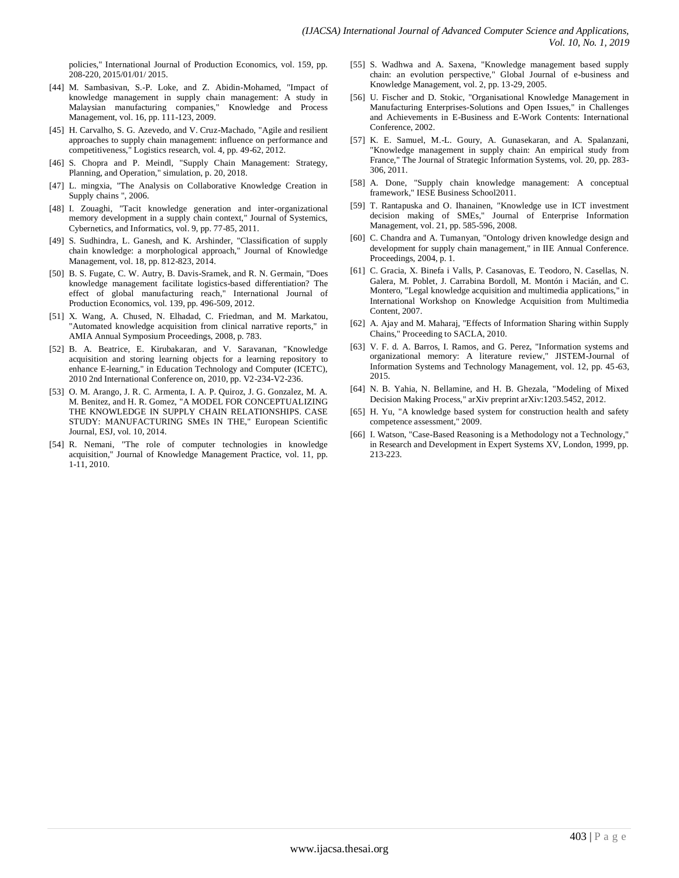policies," International Journal of Production Economics, vol. 159, pp. 208-220, 2015/01/01/ 2015.

[44] M. Sambasivan, S.-P. Loke, and Z. Abidin-Mohamed, "Impact of knowledge management in supply chain management: A study in Malaysian manufacturing companies," Knowledge and Process Management, vol. 16, pp. 111-123, 2009.

[45] H. Carvalho, S. G. Azevedo, and V. Cruz-Machado, "Agile and resilient approaches to supply chain management: influence on performance and competitiveness," Logistics research, vol. 4, pp. 49-62, 2012.

[46] S. Chopra and P. Meindl, "Supply Chain Management: Strategy, Planning, and Operation," simulation, p. 20, 2018.

[47] L. mingxia, "The Analysis on Collaborative Knowledge Creation in Supply chains ", 2006.

[48] I. Zouaghi, "Tacit knowledge generation and inter-organizational memory development in a supply chain context," Journal of Systemics, Cybernetics, and Informatics, vol. 9, pp. 77-85, 2011.

[49] S. Sudhindra, L. Ganesh, and K. Arshinder, "Classification of supply chain knowledge: a morphological approach," Journal of Knowledge Management, vol. 18, pp. 812-823, 2014.

[50] B. S. Fugate, C. W. Autry, B. Davis-Sramek, and R. N. Germain, "Does knowledge management facilitate logistics-based differentiation? The effect of global manufacturing reach," International Journal of Production Economics, vol. 139, pp. 496-509, 2012.

[51] X. Wang, A. Chused, N. Elhadad, C. Friedman, and M. Markatou, "Automated knowledge acquisition from clinical narrative reports," in AMIA Annual Symposium Proceedings, 2008, p. 783.

[52] B. A. Beatrice, E. Kirubakaran, and V. Saravanan, "Knowledge acquisition and storing learning objects for a learning repository to enhance E-learning," in Education Technology and Computer (ICETC), 2010 2nd International Conference on, 2010, pp. V2-234-V2-236.

[53] O. M. Arango, J. R. C. Armenta, I. A. P. Quiroz, J. G. Gonzalez, M. A. M. Benitez, and H. R. Gomez, "A MODEL FOR CONCEPTUALIZING THE KNOWLEDGE IN SUPPLY CHAIN RELATIONSHIPS. CASE STUDY: MANUFACTURING SMEs IN THE," European Scientific Journal, ESJ, vol. 10, 2014.

[54] R. Nemani, "The role of computer technologies in knowledge acquisition," Journal of Knowledge Management Practice, vol. 11, pp. 1-11, 2010.

[55] S. Wadhwa and A. Saxena, "Knowledge management based supply chain: an evolution perspective," Global Journal of e-business and Knowledge Management, vol. 2, pp. 13-29, 2005.

[56] U. Fischer and D. Stokic, "Organisational Knowledge Management in Manufacturing Enterprises-Solutions and Open Issues," in Challenges and Achievements in E-Business and E-Work Contents: International Conference, 2002.

[57] K. E. Samuel, M.-L. Goury, A. Gunasekaran, and A. Spalanzani, "Knowledge management in supply chain: An empirical study from France," The Journal of Strategic Information Systems, vol. 20, pp. 283-306, 2011.

[58] A. Done, "Supply chain knowledge management: A conceptual framework," IESE Business School2011.

[59] T. Rantapuska and O. Ihanainen, "Knowledge use in ICT investment decision making of SMEs," Journal of Enterprise Information Management, vol. 21, pp. 585-596, 2008.

[60] C. Chandra and A. Tumanyan, "Ontology driven knowledge design and development for supply chain management," in IIE Annual Conference. Proceedings, 2004, p. 1.

[61] C. Gracia, X. Binefa i Valls, P. Casanovas, E. Teodoro, N. Casellas, N. Galera, M. Poblet, J. Carrabina Bordoll, M. Montón i Macián, and C. Montero, "Legal knowledge acquisition and multimedia applications," in International Workshop on Knowledge Acquisition from Multimedia Content, 2007.

[62] A. Ajay and M. Maharaj, "Effects of Information Sharing within Supply Chains," Proceeding to SACLA, 2010.

[63] V. F. d. A. Barros, I. Ramos, and G. Perez, "Information systems and organizational memory: A literature review," JISTEM-Journal of Information Systems and Technology Management, vol. 12, pp. 45-63, 2015.

[64] N. B. Yahia, N. Bellamine, and H. B. Ghezala, "Modeling of Mixed Decision Making Process," arXiv preprint arXiv:1203.5452, 2012.

[65] H. Yu, "A knowledge based system for construction health and safety competence assessment," 2009.

[66] I. Watson, "Case-Based Reasoning is a Methodology not a Technology," in Research and Development in Expert Systems XV, London, 1999, pp. 213-223.